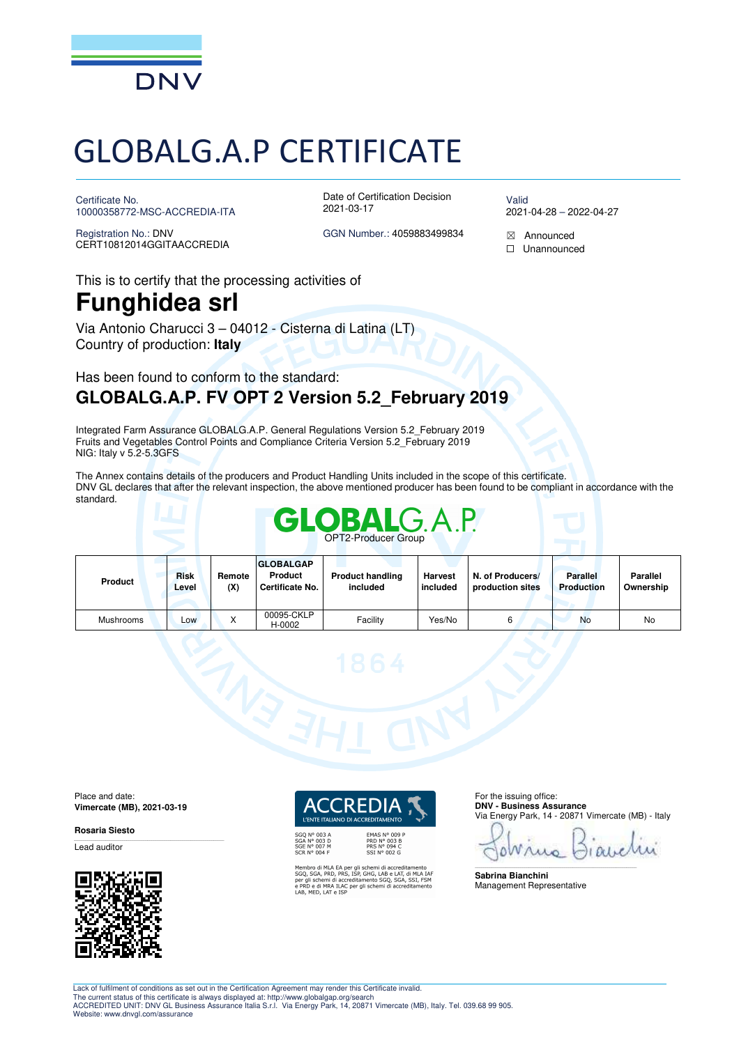DNV

# GLOBALG.A.P CERTIFICATE

Certificate No.
10000358772-MSC-ACCREDIA-ITA

Registration No.: DNV
CERT10812014GGITAACCREDIA

Date of Certification Decision
2021-03-17

GGN Number.: 4059883499834

Valid
2021-04-28 – 2022-04-27

☒ Announced
☐ Unannounced

This is to certify that the processing activities of

## Funghidea srl

Via Antonio Charucci 3 – 04012 - Cisterna di Latina (LT)
Country of production: **Italy**

Has been found to conform to the standard:

### GLOBALG.A.P. FV OPT 2 Version 5.2_February 2019

Integrated Farm Assurance GLOBALG.A.P. General Regulations Version 5.2_February 2019
Fruits and Vegetables Control Points and Compliance Criteria Version 5.2_February 2019
NIG: Italy v 5.2-5.3GFS

The Annex contains details of the producers and Product Handling Units included in the scope of this certificate.
DNV GL declares that after the relevant inspection, the above mentioned producer has been found to be compliant in accordance with the standard.

GLOBALG.A.P.
OPT2-Producer Group

| Product | Risk Level | Remote (X) | GLOBALGAP Product Certificate No. | Product handling included | Harvest included | N. of Producers/ production sites | Parallel Production | Parallel Ownership |
|---|---|---|---|---|---|---|---|---|
| Mushrooms | Low | X | 00095-CKLP H-0002 | Facility | Yes/No | 6 | No | No |

Place and date:
**Vimercate (MB), 2021-03-19**

**Rosaria Siesto**
Lead auditor

ACCREDIA
L'ENTE ITALIANO DI ACCREDITAMENTO

SGQ N° 003 A
SGA N° 003 D
SGE N° 007 M
SCR N° 004 F

EMAS N° 009 P
PRD N° 003 B
PRS N° 094 C
SSI N° 002 G

Membro di MLA EA per gli schemi di accreditamento SGQ, SGA, PRD, PRS, ISP, GHG, LAB e LAT, di MLA IAF per gli schemi di accreditamento SGQ, SGA, SSI, FSM e PRD e di MRA ILAC per gli schemi di accreditamento LAB, MED, LAT e ISP

For the issuing office:
**DNV - Business Assurance**
Via Energy Park, 14 - 20871 Vimercate (MB) - Italy

**Sabrina Bianchini**
Management Representative

Lack of fulfilment of conditions as set out in the Certification Agreement may render this Certificate invalid.
The current status of this certificate is always displayed at: http://www.globalgap.org/search
ACCREDITED UNIT: DNV GL Business Assurance Italia S.r.l. Via Energy Park, 14, 20871 Vimercate (MB), Italy. Tel. 039.68 99 905.
Website: www.dnvgl.com/assurance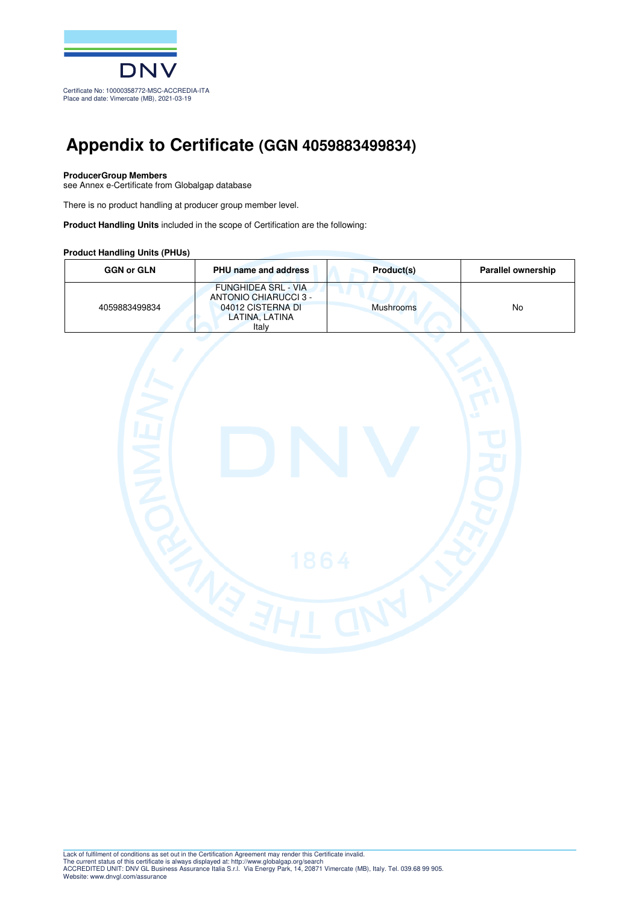Certificate No: 10000358772-MSC-ACCREDIA-ITA
Place and date: Vimercate (MB), 2021-03-19

# Appendix to Certificate (GGN 4059883499834)

**ProducerGroup Members**
see Annex e-Certificate from Globalgap database

There is no product handling at producer group member level.

**Product Handling Units** included in the scope of Certification are the following:

**Product Handling Units (PHUs)**

| GGN or GLN | PHU name and address | Product(s) | Parallel ownership |
|---|---|---|---|
| 4059883499834 | FUNGHIDEA SRL - VIA ANTONIO CHIARUCCI 3 - 04012 CISTERNA DI LATINA, LATINA Italy | Mushrooms | No |

Lack of fulfilment of conditions as set out in the Certification Agreement may render this Certificate invalid.
The current status of this certificate is always displayed at: http://www.globalgap.org/search
ACCREDITED UNIT: DNV GL Business Assurance Italia S.r.l. Via Energy Park, 14, 20871 Vimercate (MB), Italy. Tel. 039.68 99 905.
Website: www.dnvgl.com/assurance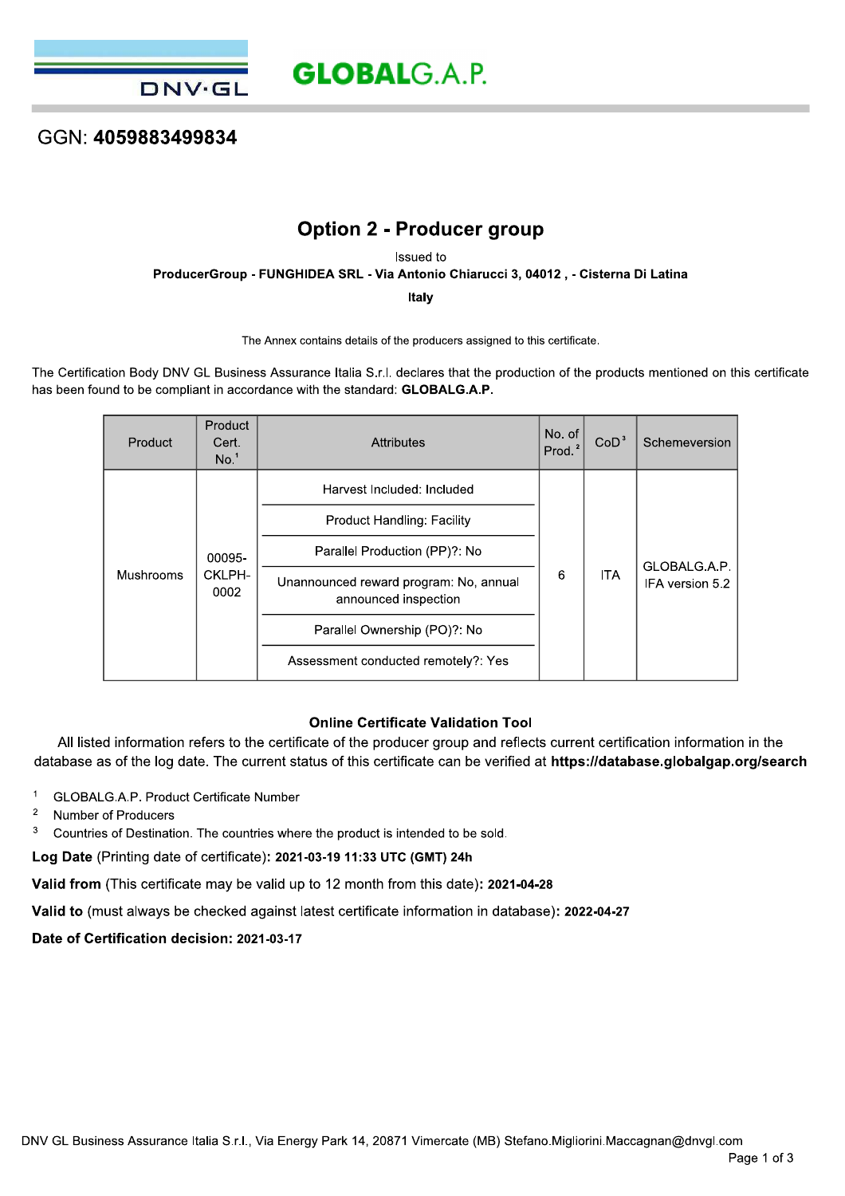DNV·GL

GLOBALG.A.P.

GGN: **4059883499834**

## Option 2 - Producer group

Issued to

**ProducerGroup - FUNGHIDEA SRL - Via Antonio Chiarucci 3, 04012 , - Cisterna Di Latina**

**Italy**

The Annex contains details of the producers assigned to this certificate.

The Certification Body DNV GL Business Assurance Italia S.r.l. declares that the production of the products mentioned on this certificate has been found to be compliant in accordance with the standard: **GLOBALG.A.P.**

| Product | Product Cert. No.[1] | Attributes | No. of Prod.[2] | CoD[3] | Schemeversion |
|---|---|---|---|---|---|
| Mushrooms | 00095-CKLPH-0002 | Harvest Included: Included<br>Product Handling: Facility<br>Parallel Production (PP)?: No<br>Unannounced reward program: No, annual announced inspection<br>Parallel Ownership (PO)?: No<br>Assessment conducted remotely?: Yes | 6 | ITA | GLOBALG.A.P. IFA version 5.2 |

**Online Certificate Validation Tool**

All listed information refers to the certificate of the producer group and reflects current certification information in the database as of the log date. The current status of this certificate can be verified at **https://database.globalgap.org/search**

[1] GLOBALG.A.P. Product Certificate Number
[2] Number of Producers
[3] Countries of Destination. The countries where the product is intended to be sold.

**Log Date** (Printing date of certificate)**: 2021-03-19 11:33 UTC (GMT) 24h**

**Valid from** (This certificate may be valid up to 12 month from this date)**: 2021-04-28**

**Valid to** (must always be checked against latest certificate information in database)**: 2022-04-27**

**Date of Certification decision: 2021-03-17**

DNV GL Business Assurance Italia S.r.l., Via Energy Park 14, 20871 Vimercate (MB) Stefano.Migliorini.Maccagnan@dnvgl.com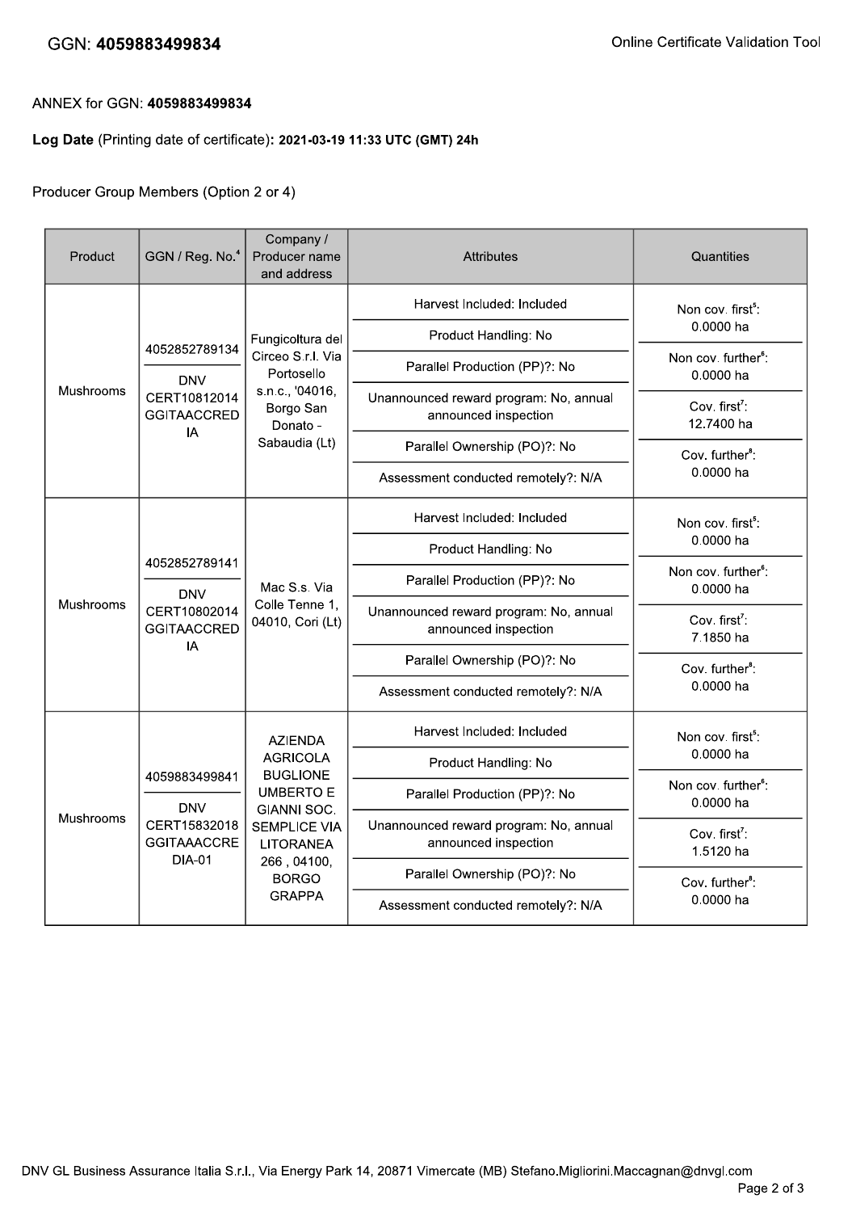ANNEX for GGN: **4059883499834**

**Log Date** (Printing date of certificate)**: 2021-03-19 11:33 UTC (GMT) 24h**

Producer Group Members (Option 2 or 4)

| Product | GGN / Reg. No.[4] | Company / Producer name and address | Attributes | Quantities |
|---|---|---|---|---|
| Mushrooms | 4052852789134 / DNV CERT10812014 GGITAACCREDIA | Fungicoltura del Circeo S.r.l. Via Portosello s.n.c., '04016, Borgo San Donato - Sabaudia (Lt) | Harvest Included: Included<br>Product Handling: No<br>Parallel Production (PP)?: No<br>Unannounced reward program: No, annual announced inspection<br>Parallel Ownership (PO)?: No<br>Assessment conducted remotely?: N/A | Non cov. first[5]: 0.0000 ha<br>Non cov. further[6]: 0.0000 ha<br>Cov. first[7]: 12.7400 ha<br>Cov. further[8]: 0.0000 ha |
| Mushrooms | 4052852789141 / DNV CERT10802014 GGITAACCREDIA | Mac S.s. Via Colle Tenne 1, 04010, Cori (Lt) | Harvest Included: Included<br>Product Handling: No<br>Parallel Production (PP)?: No<br>Unannounced reward program: No, annual announced inspection<br>Parallel Ownership (PO)?: No<br>Assessment conducted remotely?: N/A | Non cov. first[5]: 0.0000 ha<br>Non cov. further[6]: 0.0000 ha<br>Cov. first[7]: 7.1850 ha<br>Cov. further[8]: 0.0000 ha |
| Mushrooms | 4059883499841 / DNV CERT15832018 GGITAAACCREDIA-01 | AZIENDA AGRICOLA BUGLIONE UMBERTO E GIANNI SOC. SEMPLICE VIA LITORANEA 266 , 04100, BORGO GRAPPA | Harvest Included: Included<br>Product Handling: No<br>Parallel Production (PP)?: No<br>Unannounced reward program: No, annual announced inspection<br>Parallel Ownership (PO)?: No<br>Assessment conducted remotely?: N/A | Non cov. first[5]: 0.0000 ha<br>Non cov. further[6]: 0.0000 ha<br>Cov. first[7]: 1.5120 ha<br>Cov. further[8]: 0.0000 ha |

DNV GL Business Assurance Italia S.r.l., Via Energy Park 14, 20871 Vimercate (MB) Stefano.Migliorini.Maccagnan@dnvgl.com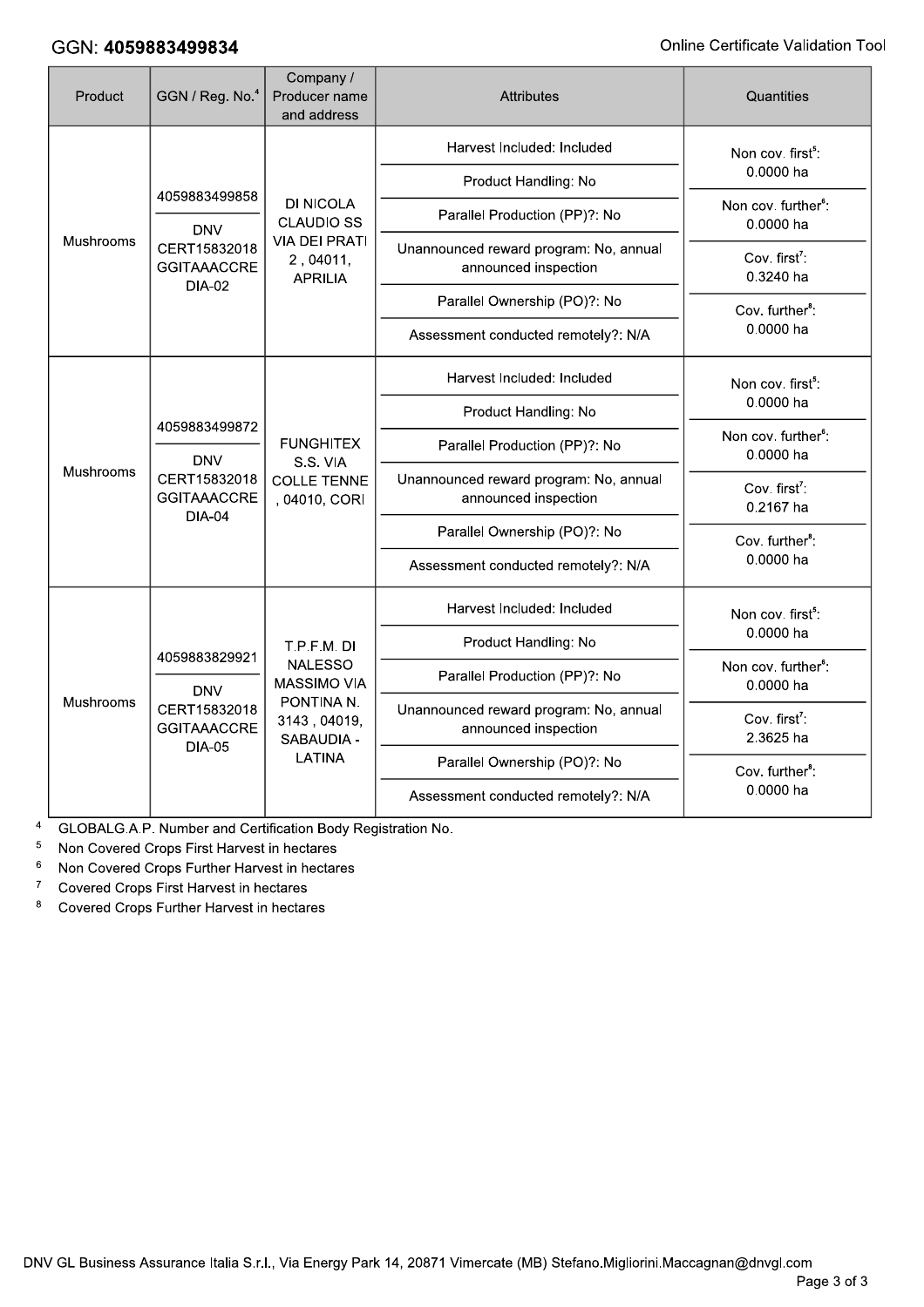| Product | GGN / Reg. No.[4] | Company / Producer name and address | Attributes | Quantities |
|---|---|---|---|---|
| Mushrooms | 4059883499858<br>DNV CERT15832018 GGITAAACCREDIA-02 | DI NICOLA CLAUDIO SS VIA DEI PRATI 2 , 04011, APRILIA | Harvest Included: Included<br>Product Handling: No<br>Parallel Production (PP)?: No<br>Unannounced reward program: No, annual announced inspection<br>Parallel Ownership (PO)?: No<br>Assessment conducted remotely?: N/A | Non cov. first[5]: 0.0000 ha<br>Non cov. further[6]: 0.0000 ha<br>Cov. first[7]: 0.3240 ha<br>Cov. further[8]: 0.0000 ha |
| Mushrooms | 4059883499872<br>DNV CERT15832018 GGITAAACCREDIA-04 | FUNGHITEX S.S. VIA COLLE TENNE , 04010, CORI | Harvest Included: Included<br>Product Handling: No<br>Parallel Production (PP)?: No<br>Unannounced reward program: No, annual announced inspection<br>Parallel Ownership (PO)?: No<br>Assessment conducted remotely?: N/A | Non cov. first[5]: 0.0000 ha<br>Non cov. further[6]: 0.0000 ha<br>Cov. first[7]: 0.2167 ha<br>Cov. further[8]: 0.0000 ha |
| Mushrooms | 4059883829921<br>DNV CERT15832018 GGITAAACCREDIA-05 | T.P.F.M. DI NALESSO MASSIMO VIA PONTINA N. 3143 , 04019, SABAUDIA - LATINA | Harvest Included: Included<br>Product Handling: No<br>Parallel Production (PP)?: No<br>Unannounced reward program: No, annual announced inspection<br>Parallel Ownership (PO)?: No<br>Assessment conducted remotely?: N/A | Non cov. first[5]: 0.0000 ha<br>Non cov. further[6]: 0.0000 ha<br>Cov. first[7]: 2.3625 ha<br>Cov. further[8]: 0.0000 ha |

[4] GLOBALG.A.P. Number and Certification Body Registration No.

[5] Non Covered Crops First Harvest in hectares

[6] Non Covered Crops Further Harvest in hectares

[7] Covered Crops First Harvest in hectares

[8] Covered Crops Further Harvest in hectares